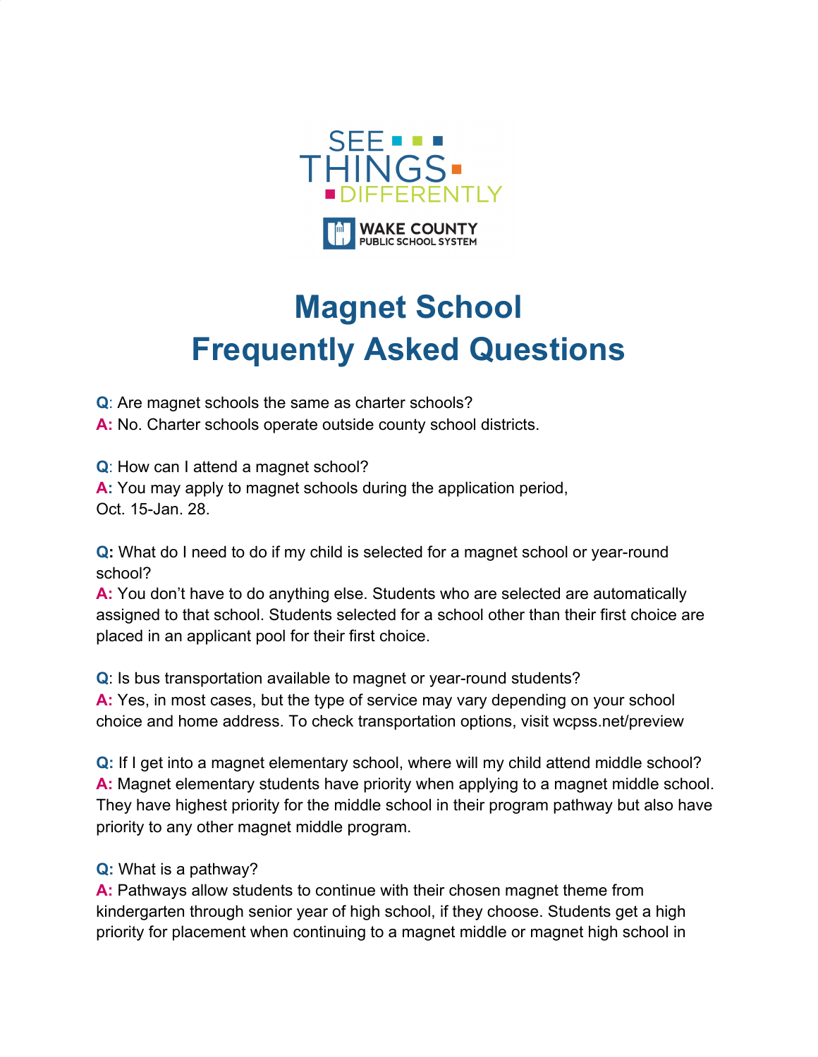SEE THINGS DIFFERENTLY

WAKE COUNTY PUBLIC SCHOOL SYSTEM

# Magnet School
# Frequently Asked Questions

**Q**: Are magnet schools the same as charter schools?
**A:** No. Charter schools operate outside county school districts.

**Q**: How can I attend a magnet school?
**A:** You may apply to magnet schools during the application period, Oct. 15-Jan. 28.

**Q:** What do I need to do if my child is selected for a magnet school or year-round school?
**A:** You don't have to do anything else. Students who are selected are automatically assigned to that school. Students selected for a school other than their first choice are placed in an applicant pool for their first choice.

**Q**: Is bus transportation available to magnet or year-round students?
**A:** Yes, in most cases, but the type of service may vary depending on your school choice and home address. To check transportation options, visit wcpss.net/preview

**Q:** If I get into a magnet elementary school, where will my child attend middle school?
**A:** Magnet elementary students have priority when applying to a magnet middle school. They have highest priority for the middle school in their program pathway but also have priority to any other magnet middle program.

**Q:** What is a pathway?
**A:** Pathways allow students to continue with their chosen magnet theme from kindergarten through senior year of high school, if they choose. Students get a high priority for placement when continuing to a magnet middle or magnet high school in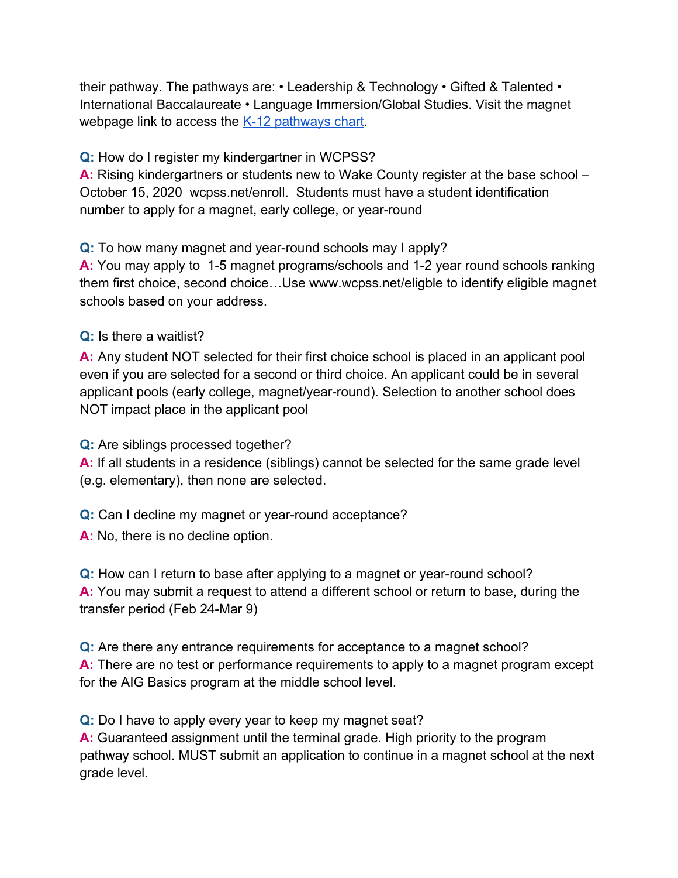their pathway. The pathways are: • Leadership & Technology • Gifted & Talented • International Baccalaureate • Language Immersion/Global Studies. Visit the magnet webpage link to access the [K-12 pathways chart](K-12 pathways chart).

**Q:** How do I register my kindergartner in WCPSS?
**A:** Rising kindergartners or students new to Wake County register at the base school – October 15, 2020 wcpss.net/enroll. Students must have a student identification number to apply for a magnet, early college, or year-round

**Q:** To how many magnet and year-round schools may I apply?
**A:** You may apply to 1-5 magnet programs/schools and 1-2 year round schools ranking them first choice, second choice…Use www.wcpss.net/eligble to identify eligible magnet schools based on your address.

**Q:** Is there a waitlist?
**A:** Any student NOT selected for their first choice school is placed in an applicant pool even if you are selected for a second or third choice. An applicant could be in several applicant pools (early college, magnet/year-round). Selection to another school does NOT impact place in the applicant pool

**Q:** Are siblings processed together?
**A:** If all students in a residence (siblings) cannot be selected for the same grade level (e.g. elementary), then none are selected.

**Q:** Can I decline my magnet or year-round acceptance?
**A:** No, there is no decline option.

**Q:** How can I return to base after applying to a magnet or year-round school?
**A:** You may submit a request to attend a different school or return to base, during the transfer period (Feb 24-Mar 9)

**Q:** Are there any entrance requirements for acceptance to a magnet school?
**A:** There are no test or performance requirements to apply to a magnet program except for the AIG Basics program at the middle school level.

**Q:** Do I have to apply every year to keep my magnet seat?
**A:** Guaranteed assignment until the terminal grade. High priority to the program pathway school. MUST submit an application to continue in a magnet school at the next grade level.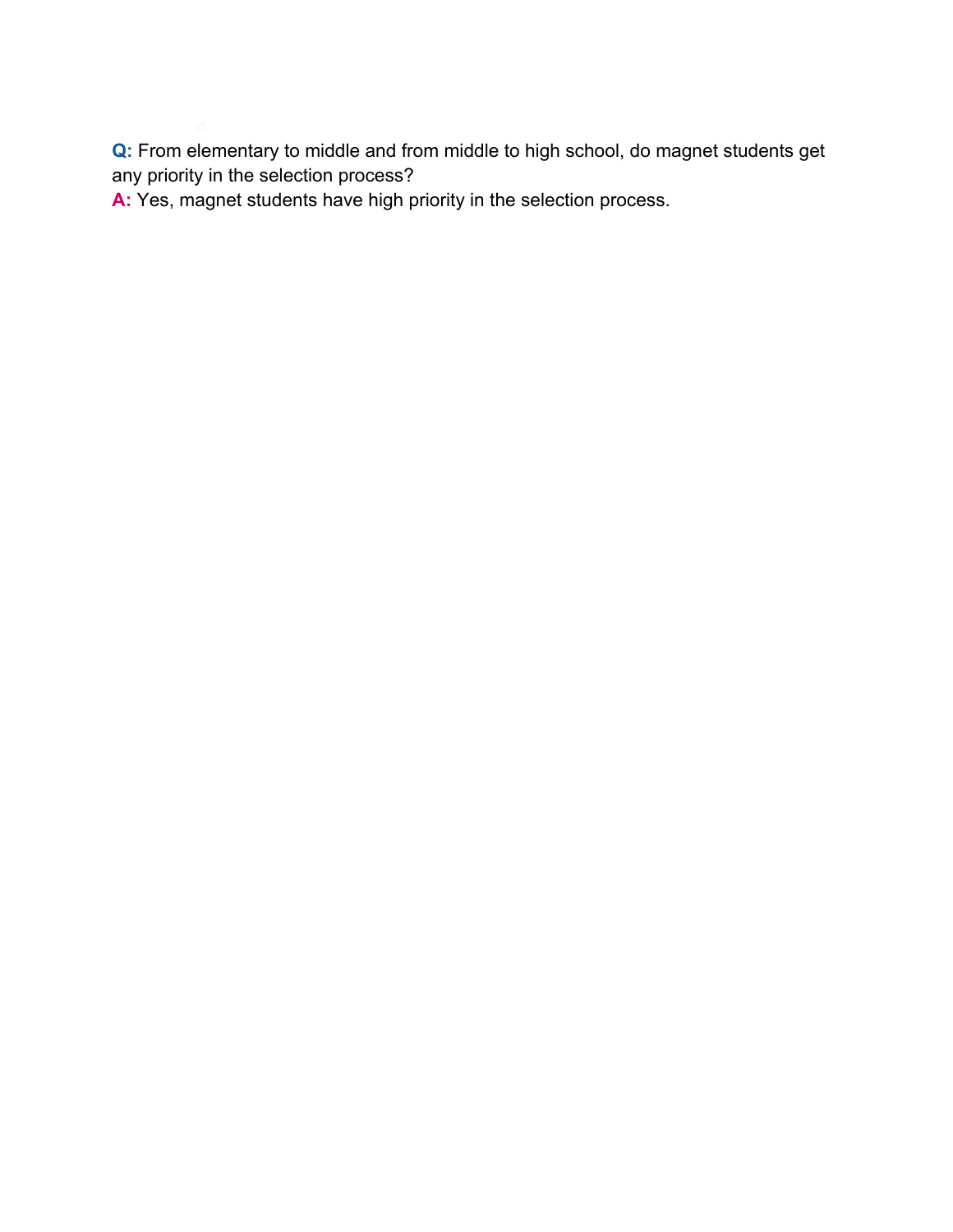**Q:** From elementary to middle and from middle to high school, do magnet students get any priority in the selection process?

**A:** Yes, magnet students have high priority in the selection process.